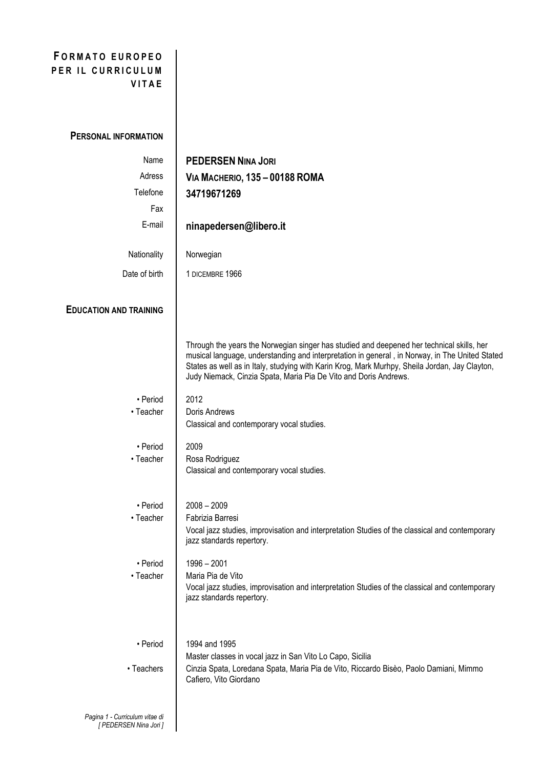# Formato europeo per il curriculum vitae

## Personal information

| | |
|---|---|
| Name | **PEDERSEN NINA JORI** |
| Adress | **VIA MACHERIO, 135 – 00188 ROMA** |
| Telefone | **34719671269** |
| Fax | |
| E-mail | **ninapedersen@libero.it** |
| Nationality | Norwegian |
| Date of birth | 1 DICEMBRE 1966 |

## Education and training

Through the years the Norwegian singer has studied and deepened her technical skills, her musical language, understanding and interpretation in general , in Norway, in The United Stated States as well as in Italy, studying with Karin Krog, Mark Murhpy, Sheila Jordan, Jay Clayton, Judy Niemack, Cinzia Spata, Maria Pia De Vito and Doris Andrews.

- Period: 2012
- Teacher: Doris Andrews

  Classical and contemporary vocal studies.

- Period: 2009
- Teacher: Rosa Rodriguez

  Classical and contemporary vocal studies.

- Period: 2008 – 2009
- Teacher: Fabrizia Barresi

  Vocal jazz studies, improvisation and interpretation Studies of the classical and contemporary jazz standards repertory.

- Period: 1996 – 2001
- Teacher: Maria Pia de Vito

  Vocal jazz studies, improvisation and interpretation Studies of the classical and contemporary jazz standards repertory.

- Period: 1994 and 1995

  Master classes in vocal jazz in San Vito Lo Capo, Sicilia
- Teachers: Cinzia Spata, Loredana Spata, Maria Pia de Vito, Riccardo Bisèo, Paolo Damiani, Mimmo Cafiero, Vito Giordano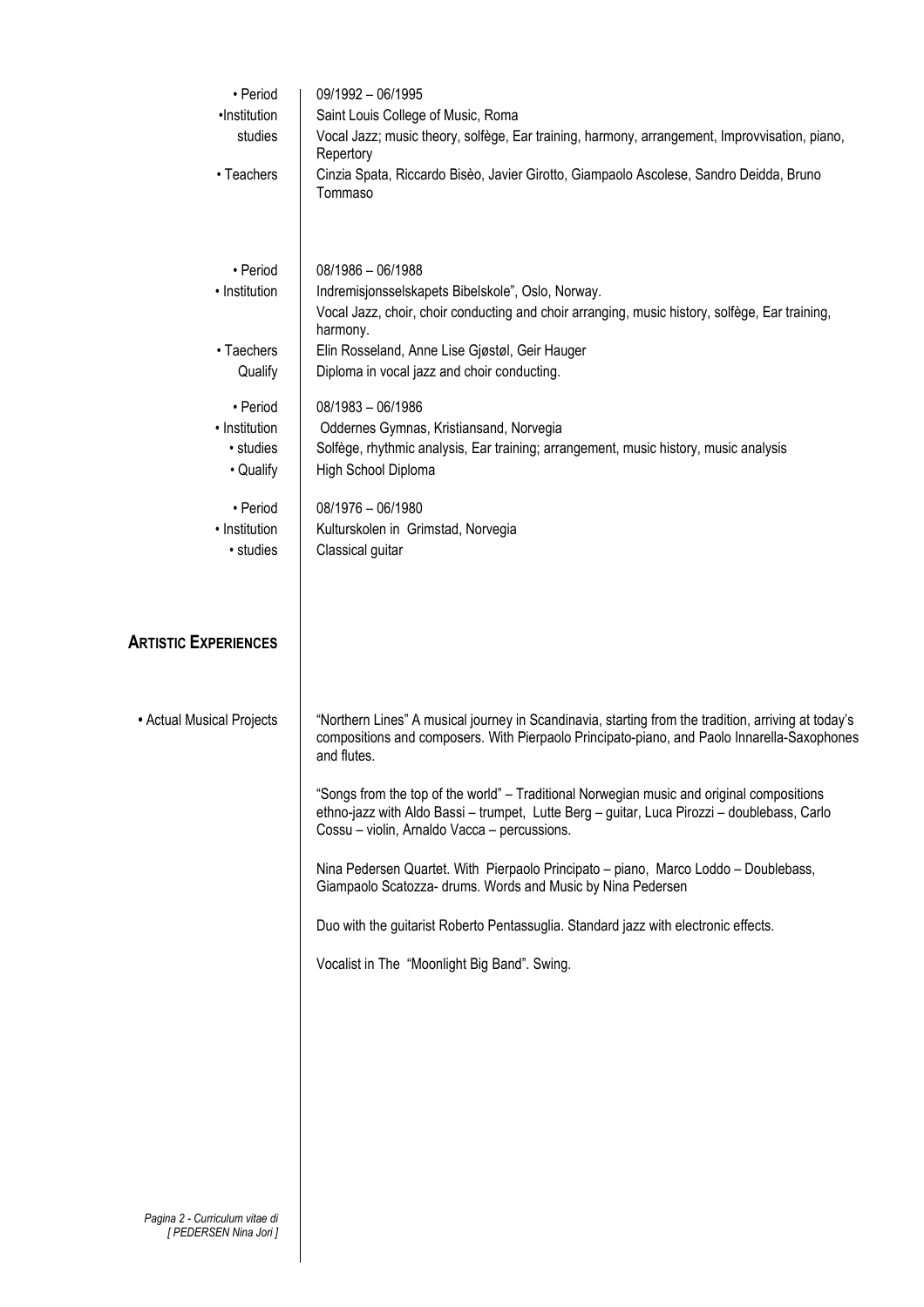- **Period:** 09/1992 – 06/1995
- **Institution:** Saint Louis College of Music, Roma
- **studies:** Vocal Jazz; music theory, solfège, Ear training, harmony, arrangement, Improvvisation, piano, Repertory
- **Teachers:** Cinzia Spata, Riccardo Bisèo, Javier Girotto, Giampaolo Ascolese, Sandro Deidda, Bruno Tommaso

- **Period:** 08/1986 – 06/1988
- **Institution:** Indremisjonsselskapets Bibelskole", Oslo, Norway.
  Vocal Jazz, choir, choir conducting and choir arranging, music history, solfège, Ear training, harmony.
- **Taechers:** Elin Rosseland, Anne Lise Gjøstøl, Geir Hauger
- **Qualify:** Diploma in vocal jazz and choir conducting.

- **Period:** 08/1983 – 06/1986
- **Institution:** Oddernes Gymnas, Kristiansand, Norvegia
- **studies:** Solfège, rhythmic analysis, Ear training; arrangement, music history, music analysis
- **Qualify:** High School Diploma

- **Period:** 08/1976 – 06/1980
- **Institution:** Kulturskolen in Grimstad, Norvegia
- **studies:** Classical guitar

## ARTISTIC EXPERIENCES

**• Actual Musical Projects**

"Northern Lines" A musical journey in Scandinavia, starting from the tradition, arriving at today's compositions and composers. With Pierpaolo Principato-piano, and Paolo Innarella-Saxophones and flutes.

"Songs from the top of the world" – Traditional Norwegian music and original compositions ethno-jazz with Aldo Bassi – trumpet, Lutte Berg – guitar, Luca Pirozzi – doublebass, Carlo Cossu – violin, Arnaldo Vacca – percussions.

Nina Pedersen Quartet. With Pierpaolo Principato – piano, Marco Loddo – Doublebass, Giampaolo Scatozza- drums. Words and Music by Nina Pedersen

Duo with the guitarist Roberto Pentassuglia. Standard jazz with electronic effects.

Vocalist in The "Moonlight Big Band". Swing.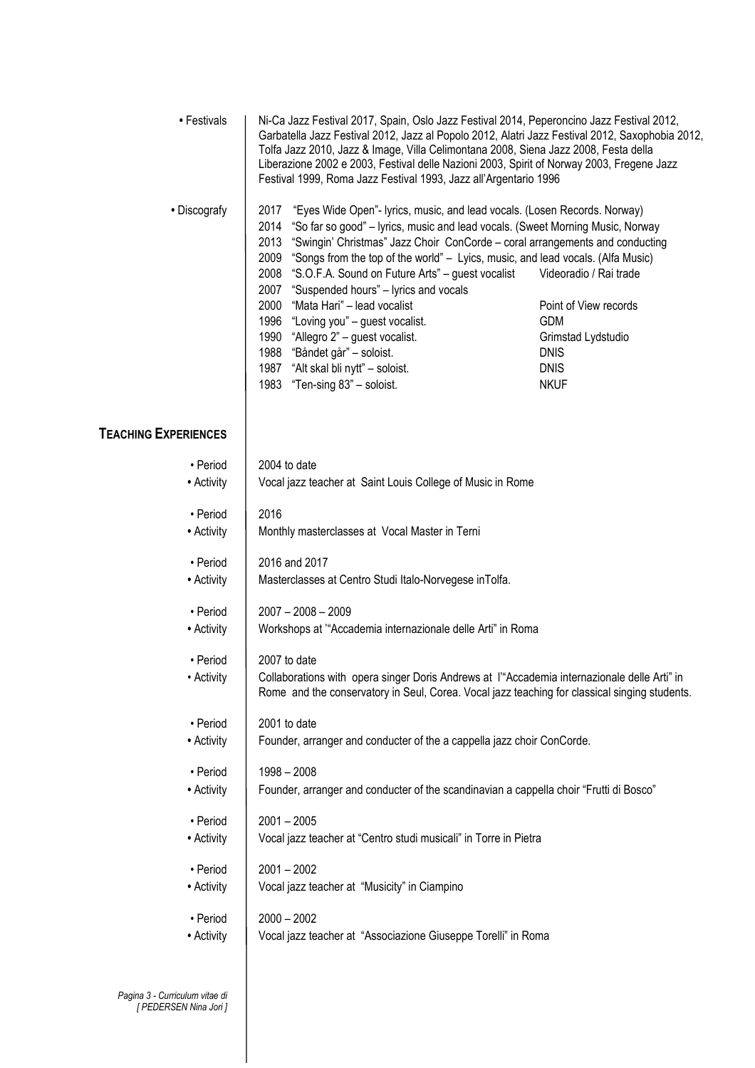**• Festivals**

Ni-Ca Jazz Festival 2017, Spain, Oslo Jazz Festival 2014, Peperoncino Jazz Festival 2012, Garbatella Jazz Festival 2012, Jazz al Popolo 2012, Alatri Jazz Festival 2012, Saxophobia 2012, Tolfa Jazz 2010, Jazz & Image, Villa Celimontana 2008, Siena Jazz 2008, Festa della Liberazione 2002 e 2003, Festival delle Nazioni 2003, Spirit of Norway 2003, Fregene Jazz Festival 1999, Roma Jazz Festival 1993, Jazz all'Argentario 1996

**• Discografy**

| Year | Title | Label |
| --- | --- | --- |
| 2017 | "Eyes Wide Open"- lyrics, music, and lead vocals. (Losen Records. Norway) | |
| 2014 | "So far so good" – lyrics, music and lead vocals. (Sweet Morning Music, Norway | |
| 2013 | "Swingin' Christmas" Jazz Choir ConCorde – coral arrangements and conducting | |
| 2009 | "Songs from the top of the world" – Lyics, music, and lead vocals. (Alfa Music) | |
| 2008 | "S.O.F.A. Sound on Future Arts" – guest vocalist | Videoradio / Rai trade |
| 2007 | "Suspended hours" – lyrics and vocals | |
| 2000 | "Mata Hari" – lead vocalist | Point of View records |
| 1996 | "Loving you" – guest vocalist. | GDM |
| 1990 | "Allegro 2" – guest vocalist. | Grimstad Lydstudio |
| 1988 | "Båndet går" – soloist. | DNIS |
| 1987 | "Alt skal bli nytt" – soloist. | DNIS |
| 1983 | "Ten-sing 83" – soloist. | NKUF |

## Teaching Experiences

• Period: 2004 to date
• Activity: Vocal jazz teacher at Saint Louis College of Music in Rome

• Period: 2016
• Activity: Monthly masterclasses at Vocal Master in Terni

• Period: 2016 and 2017
• Activity: Masterclasses at Centro Studi Italo-Norvegese inTolfa.

• Period: 2007 – 2008 – 2009
• Activity: Workshops at '"Accademia internazionale delle Arti" in Roma

• Period: 2007 to date
• Activity: Collaborations with opera singer Doris Andrews at l'"Accademia internazionale delle Arti" in Rome and the conservatory in Seul, Corea. Vocal jazz teaching for classical singing students.

• Period: 2001 to date
• Activity: Founder, arranger and conducter of the a cappella jazz choir ConCorde.

• Period: 1998 – 2008
• Activity: Founder, arranger and conducter of the scandinavian a cappella choir "Frutti di Bosco"

• Period: 2001 – 2005
• Activity: Vocal jazz teacher at "Centro studi musicali" in Torre in Pietra

• Period: 2001 – 2002
• Activity: Vocal jazz teacher at "Musicity" in Ciampino

• Period: 2000 – 2002
• Activity: Vocal jazz teacher at "Associazione Giuseppe Torelli" in Roma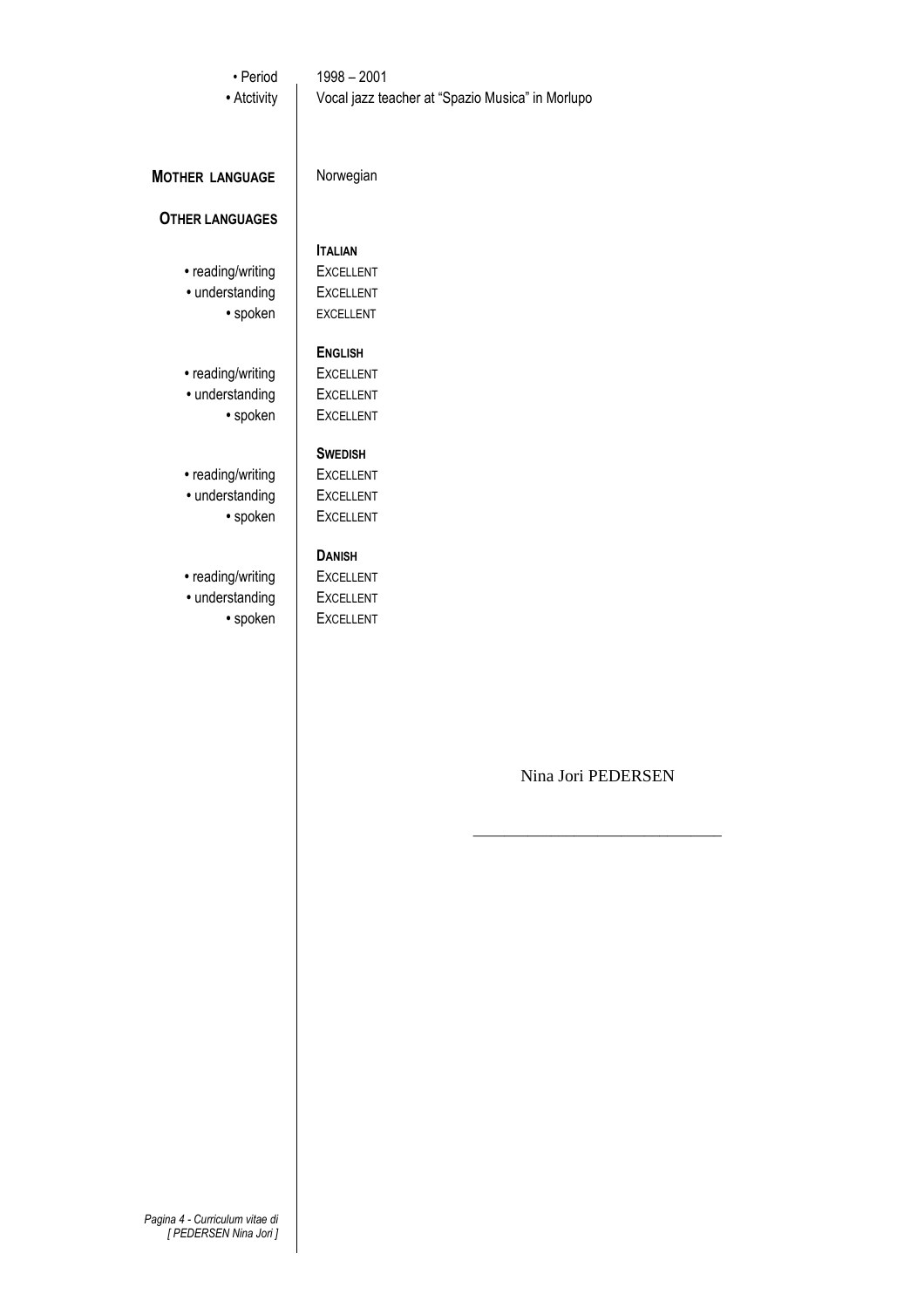| | |
|---|---|
| • Period | 1998 – 2001 |
| • Atctivity | Vocal jazz teacher at “Spazio Musica” in Morlupo |

**MOTHER LANGUAGE** Norwegian

**OTHER LANGUAGES**

| | |
|---|---|
| | **ITALIAN** |
| • reading/writing | EXCELLENT |
| • understanding | EXCELLENT |
| • spoken | EXCELLENT |
| | **ENGLISH** |
| • reading/writing | EXCELLENT |
| • understanding | EXCELLENT |
| • spoken | EXCELLENT |
| | **SWEDISH** |
| • reading/writing | EXCELLENT |
| • understanding | EXCELLENT |
| • spoken | EXCELLENT |
| | **DANISH** |
| • reading/writing | EXCELLENT |
| • understanding | EXCELLENT |
| • spoken | EXCELLENT |

Nina Jori PEDERSEN

_______________________________